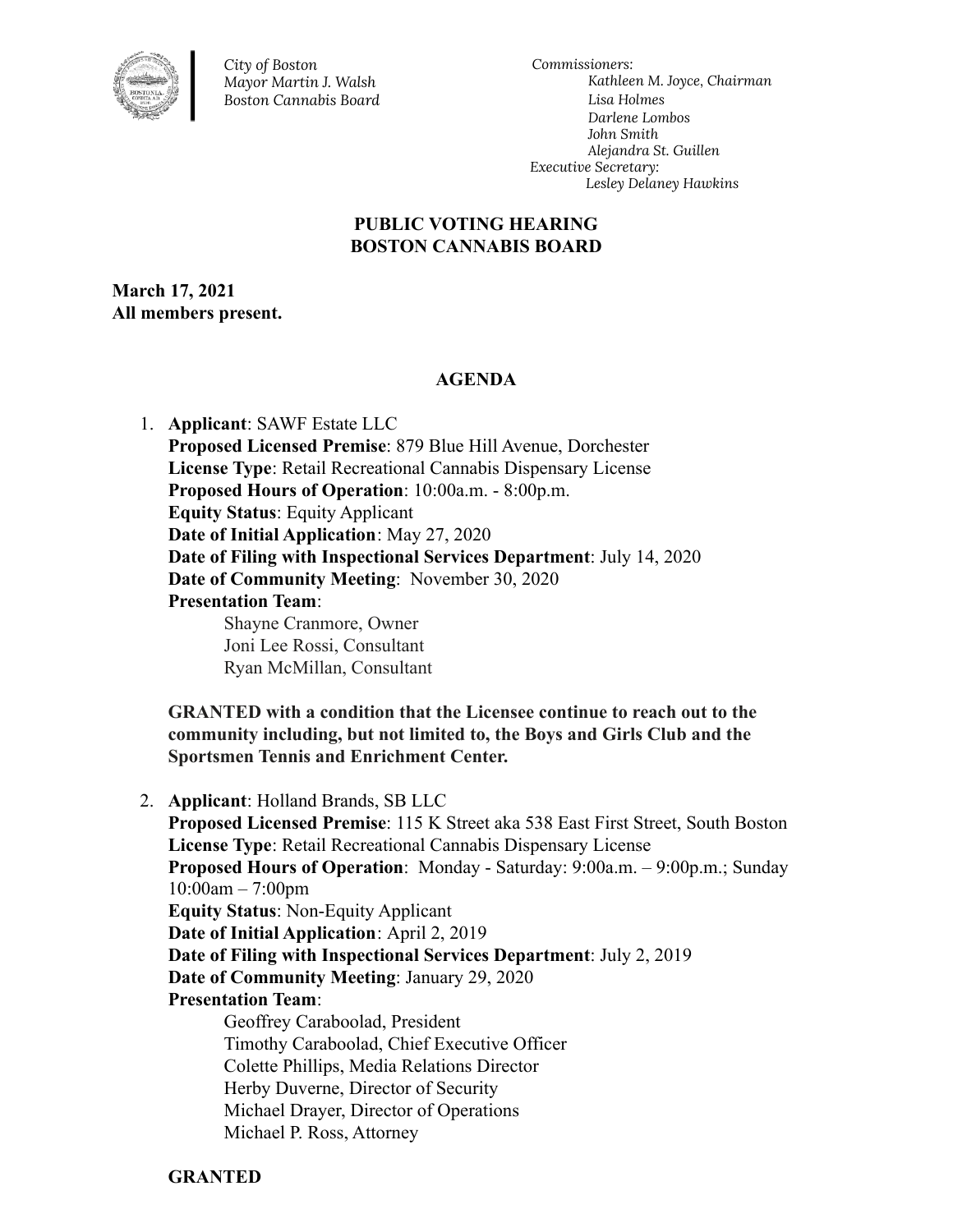*City of Boston*
*Mayor Martin J. Walsh*
*Boston Cannabis Board*

*Commissioners:*
*Kathleen M. Joyce, Chairman*
*Lisa Holmes*
*Darlene Lombos*
*John Smith*
*Alejandra St. Guillen*
*Executive Secretary:*
*Lesley Delaney Hawkins*

## PUBLIC VOTING HEARING
## BOSTON CANNABIS BOARD

**March 17, 2021**
**All members present.**

### AGENDA

1. **Applicant**: SAWF Estate LLC
   **Proposed Licensed Premise**: 879 Blue Hill Avenue, Dorchester
   **License Type**: Retail Recreational Cannabis Dispensary License
   **Proposed Hours of Operation**: 10:00a.m. - 8:00p.m.
   **Equity Status**: Equity Applicant
   **Date of Initial Application**: May 27, 2020
   **Date of Filing with Inspectional Services Department**: July 14, 2020
   **Date of Community Meeting**: November 30, 2020
   **Presentation Team**:
   - Shayne Cranmore, Owner
   - Joni Lee Rossi, Consultant
   - Ryan McMillan, Consultant

   **GRANTED with a condition that the Licensee continue to reach out to the community including, but not limited to, the Boys and Girls Club and the Sportsmen Tennis and Enrichment Center.**

2. **Applicant**: Holland Brands, SB LLC
   **Proposed Licensed Premise**: 115 K Street aka 538 East First Street, South Boston
   **License Type**: Retail Recreational Cannabis Dispensary License
   **Proposed Hours of Operation**: Monday - Saturday: 9:00a.m. – 9:00p.m.; Sunday 10:00am – 7:00pm
   **Equity Status**: Non-Equity Applicant
   **Date of Initial Application**: April 2, 2019
   **Date of Filing with Inspectional Services Department**: July 2, 2019
   **Date of Community Meeting**: January 29, 2020
   **Presentation Team**:
   - Geoffrey Caraboolad, President
   - Timothy Caraboolad, Chief Executive Officer
   - Colette Phillips, Media Relations Director
   - Herby Duverne, Director of Security
   - Michael Drayer, Director of Operations
   - Michael P. Ross, Attorney

   **GRANTED**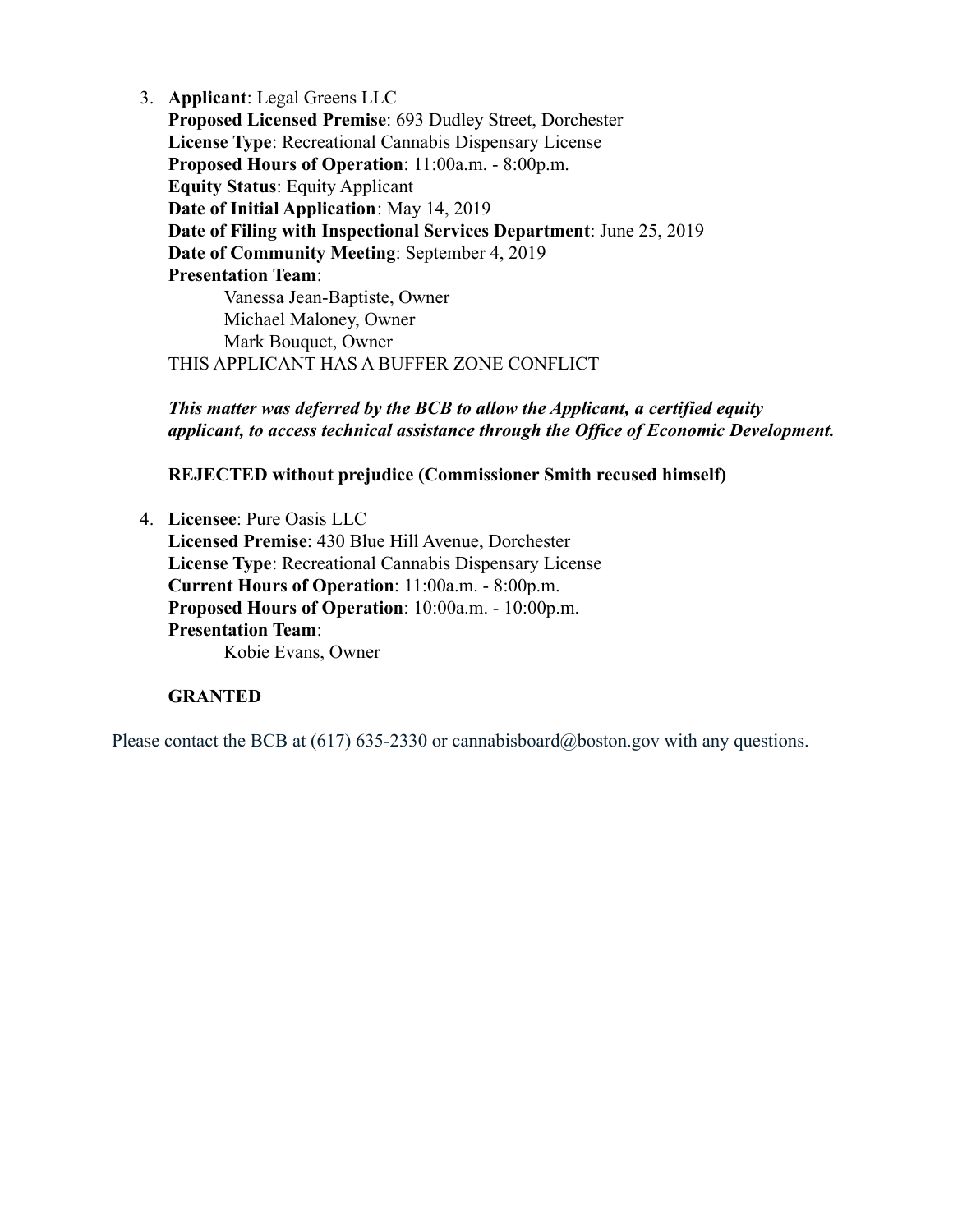3. **Applicant**: Legal Greens LLC
   **Proposed Licensed Premise**: 693 Dudley Street, Dorchester
   **License Type**: Recreational Cannabis Dispensary License
   **Proposed Hours of Operation**: 11:00a.m. - 8:00p.m.
   **Equity Status**: Equity Applicant
   **Date of Initial Application**: May 14, 2019
   **Date of Filing with Inspectional Services Department**: June 25, 2019
   **Date of Community Meeting**: September 4, 2019
   **Presentation Team**:
   Vanessa Jean-Baptiste, Owner
   Michael Maloney, Owner
   Mark Bouquet, Owner
   THIS APPLICANT HAS A BUFFER ZONE CONFLICT

   ***This matter was deferred by the BCB to allow the Applicant, a certified equity applicant, to access technical assistance through the Office of Economic Development.***

   **REJECTED without prejudice (Commissioner Smith recused himself)**

4. **Licensee**: Pure Oasis LLC
   **Licensed Premise**: 430 Blue Hill Avenue, Dorchester
   **License Type**: Recreational Cannabis Dispensary License
   **Current Hours of Operation**: 11:00a.m. - 8:00p.m.
   **Proposed Hours of Operation**: 10:00a.m. - 10:00p.m.
   **Presentation Team**:
   Kobie Evans, Owner

   **GRANTED**

Please contact the BCB at (617) 635-2330 or cannabisboard@boston.gov with any questions.